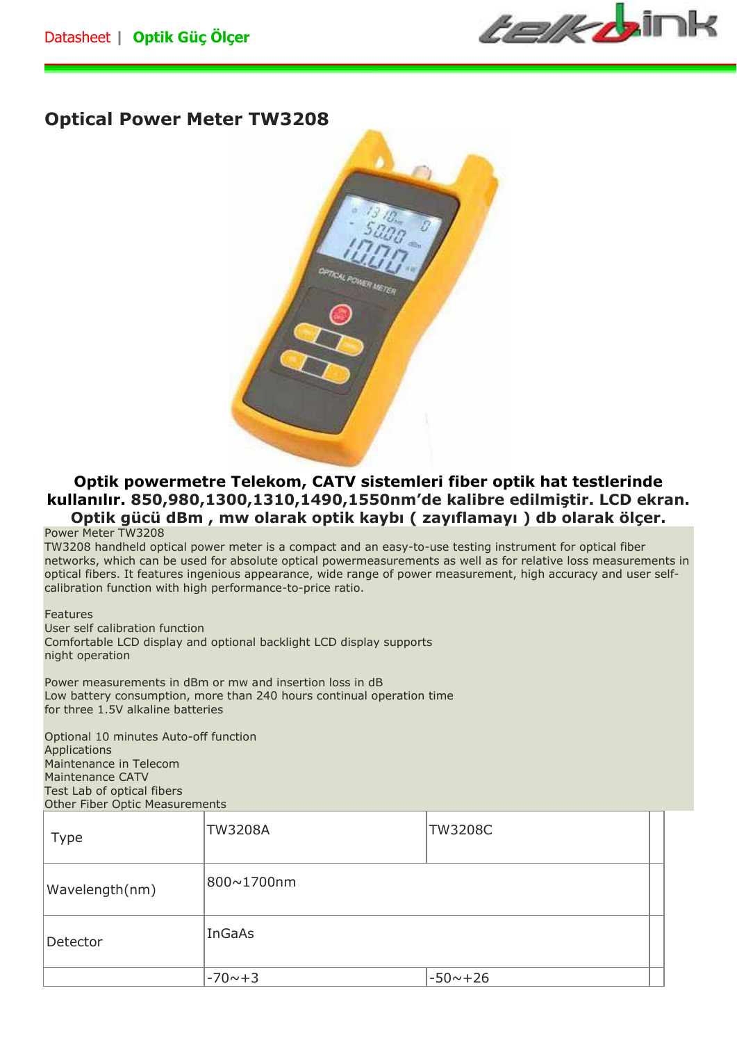Datasheet | **Optik Güç Ölçer**

# Optical Power Meter TW3208

**Optik powermetre Telekom, CATV sistemleri fiber optik hat testlerinde kullanılır. 850,980,1300,1310,1490,1550nm'de kalibre edilmiştir. LCD ekran. Optik gücü dBm , mw olarak optik kaybı ( zayıflamayı ) db olarak ölçer.**

Power Meter TW3208
TW3208 handheld optical power meter is a compact and an easy-to-use testing instrument for optical fiber networks, which can be used for absolute optical powermeasurements as well as for relative loss measurements in optical fibers. It features ingenious appearance, wide range of power measurement, high accuracy and user self-calibration function with high performance-to-price ratio.

Features
User self calibration function
Comfortable LCD display and optional backlight LCD display supports
night operation

Power measurements in dBm or mw and insertion loss in dB
Low battery consumption, more than 240 hours continual operation time
for three 1.5V alkaline batteries

Optional 10 minutes Auto-off function
Applications
Maintenance in Telecom
Maintenance CATV
Test Lab of optical fibers
Other Fiber Optic Measurements

| Type | TW3208A | TW3208C | |
|---|---|---|---|
| Wavelength(nm) | 800~1700nm | | |
| Detector | InGaAs | | |
| | -70~+3 | -50~+26 | |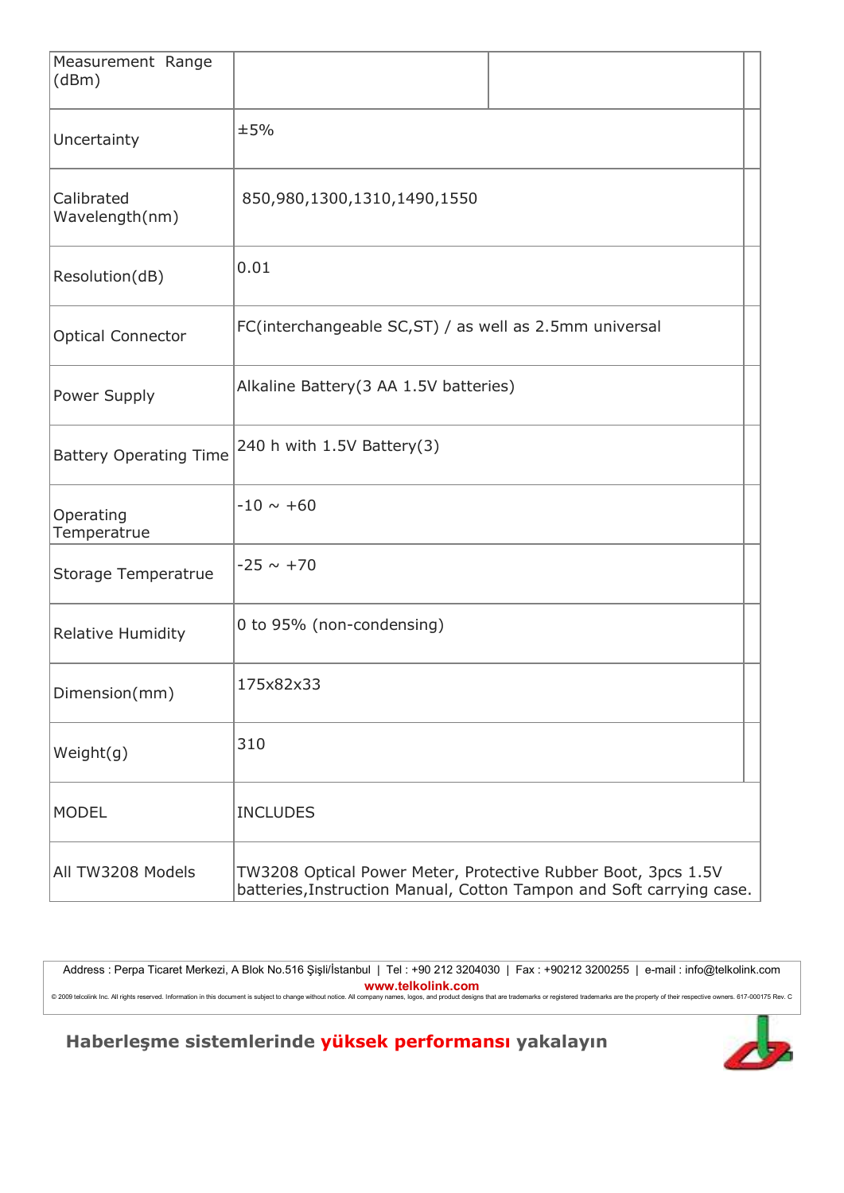| | | |
|---|---|---|
| Measurement Range (dBm) | | |
| Uncertainty | ±5% | |
| Calibrated Wavelength(nm) | 850,980,1300,1310,1490,1550 | |
| Resolution(dB) | 0.01 | |
| Optical Connector | FC(interchangeable SC,ST) / as well as 2.5mm universal | |
| Power Supply | Alkaline Battery(3 AA 1.5V batteries) | |
| Battery Operating Time | 240 h with 1.5V Battery(3) | |
| Operating Temperatrue | -10 ~ +60 | |
| Storage Temperatrue | -25 ~ +70 | |
| Relative Humidity | 0 to 95% (non-condensing) | |
| Dimension(mm) | 175x82x33 | |
| Weight(g) | 310 | |
| MODEL | INCLUDES | |
| All TW3208 Models | TW3208 Optical Power Meter, Protective Rubber Boot, 3pcs 1.5V batteries,Instruction Manual, Cotton Tampon and Soft carrying case. | |